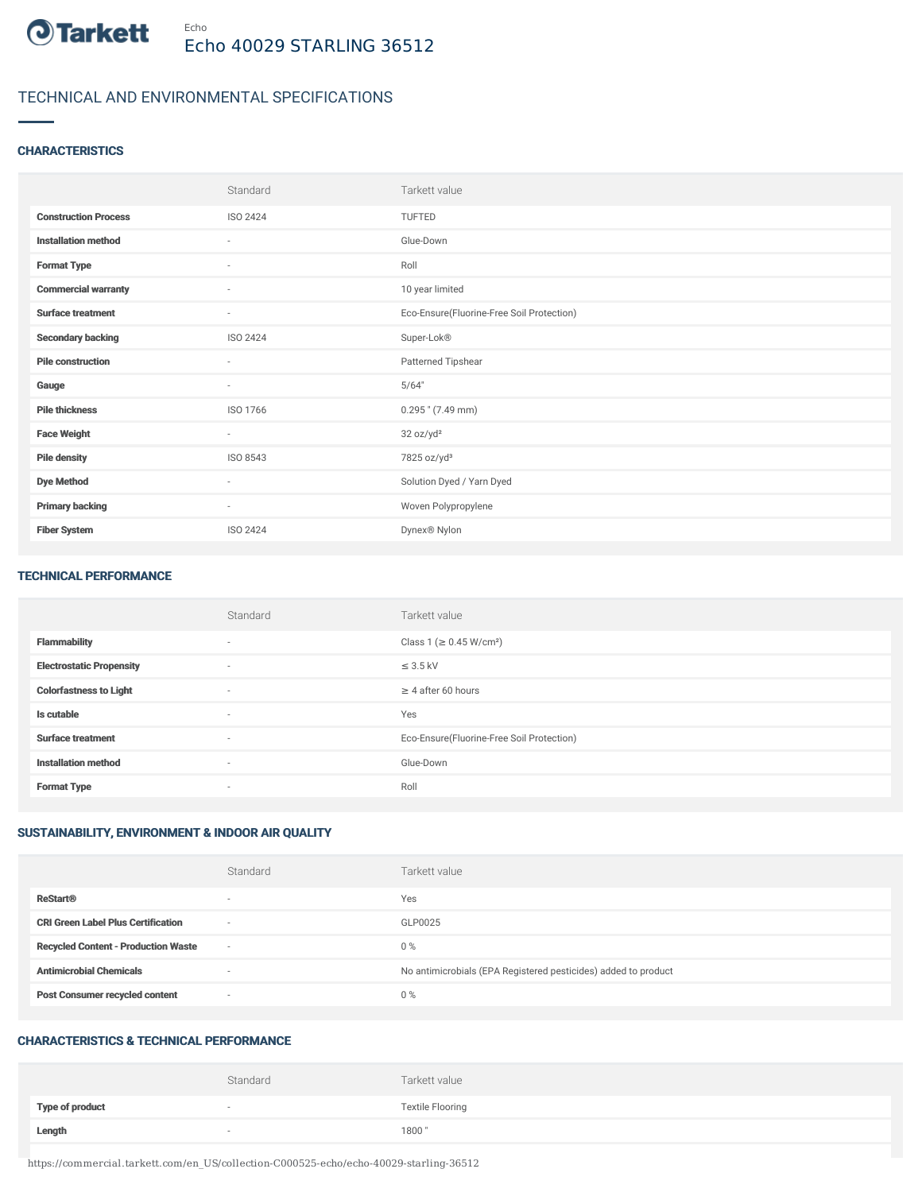Echo

# Echo 40029 STARLING 36512

## TECHNICAL AND ENVIRONMENTAL SPECIFICATIONS

### CHARACTERISTICS

| | Standard | Tarkett value |
|---|---|---|
| **Construction Process** | ISO 2424 | TUFTED |
| **Installation method** | - | Glue-Down |
| **Format Type** | - | Roll |
| **Commercial warranty** | - | 10 year limited |
| **Surface treatment** | - | Eco-Ensure(Fluorine-Free Soil Protection) |
| **Secondary backing** | ISO 2424 | Super-Lok® |
| **Pile construction** | - | Patterned Tipshear |
| **Gauge** | - | 5/64" |
| **Pile thickness** | ISO 1766 | 0.295 " (7.49 mm) |
| **Face Weight** | - | 32 oz/yd² |
| **Pile density** | ISO 8543 | 7825 oz/yd³ |
| **Dye Method** | - | Solution Dyed / Yarn Dyed |
| **Primary backing** | - | Woven Polypropylene |
| **Fiber System** | ISO 2424 | Dynex® Nylon |

### TECHNICAL PERFORMANCE

| | Standard | Tarkett value |
|---|---|---|
| **Flammability** | - | Class 1 (≥ 0.45 W/cm²) |
| **Electrostatic Propensity** | - | ≤ 3.5 kV |
| **Colorfastness to Light** | - | ≥ 4 after 60 hours |
| **Is cutable** | - | Yes |
| **Surface treatment** | - | Eco-Ensure(Fluorine-Free Soil Protection) |
| **Installation method** | - | Glue-Down |
| **Format Type** | - | Roll |

### SUSTAINABILITY, ENVIRONMENT & INDOOR AIR QUALITY

| | Standard | Tarkett value |
|---|---|---|
| **ReStart®** | - | Yes |
| **CRI Green Label Plus Certification** | - | GLP0025 |
| **Recycled Content - Production Waste** | - | 0 % |
| **Antimicrobial Chemicals** | - | No antimicrobials (EPA Registered pesticides) added to product |
| **Post Consumer recycled content** | - | 0 % |

### CHARACTERISTICS & TECHNICAL PERFORMANCE

| | Standard | Tarkett value |
|---|---|---|
| **Type of product** | - | Textile Flooring |
| **Length** | - | 1800 " |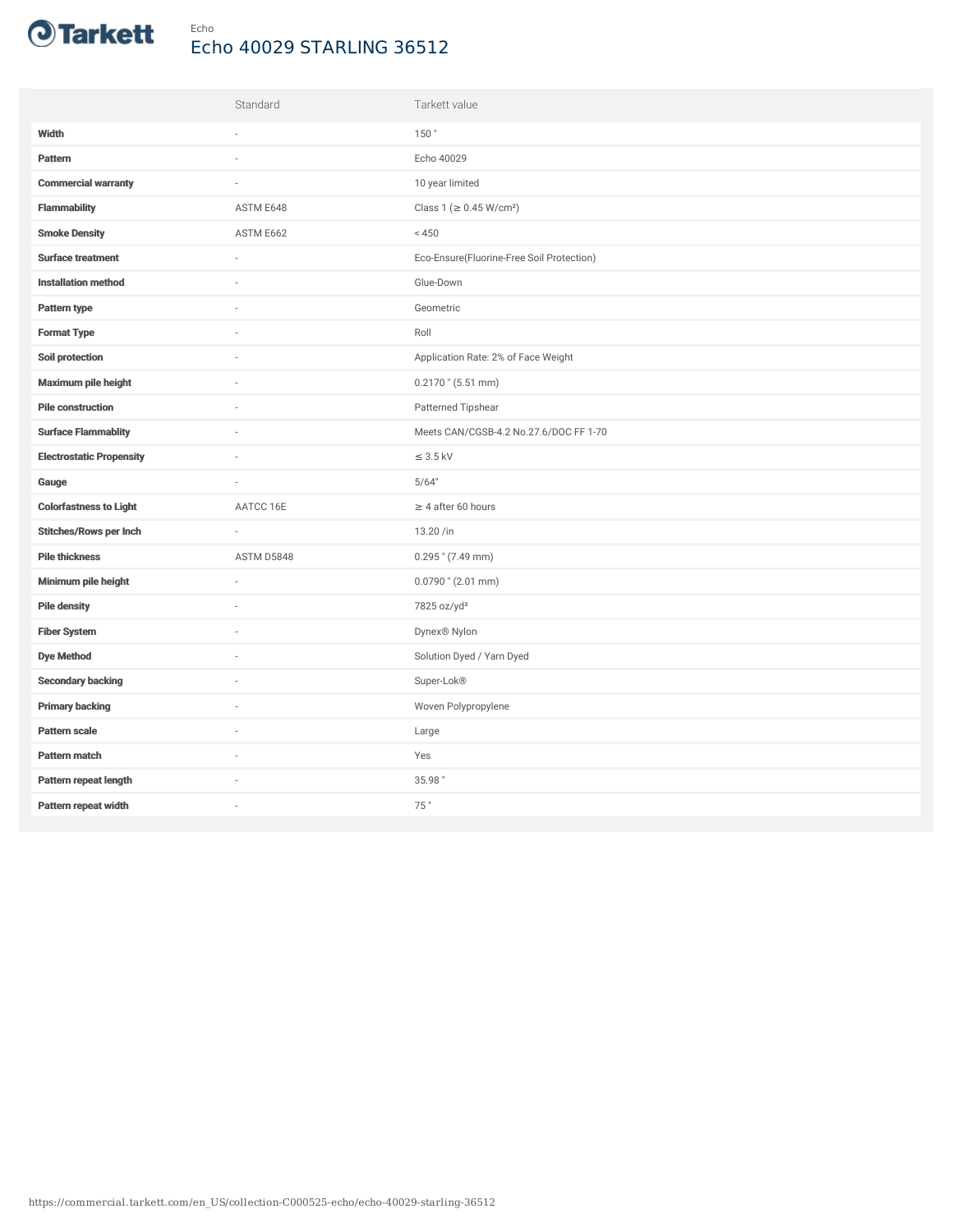Echo

# Echo 40029 STARLING 36512

| | Standard | Tarkett value |
|---|---|---|
| **Width** | - | 150 " |
| **Pattern** | - | Echo 40029 |
| **Commercial warranty** | - | 10 year limited |
| **Flammability** | ASTM E648 | Class 1 (≥ 0.45 W/cm²) |
| **Smoke Density** | ASTM E662 | < 450 |
| **Surface treatment** | - | Eco-Ensure(Fluorine-Free Soil Protection) |
| **Installation method** | - | Glue-Down |
| **Pattern type** | - | Geometric |
| **Format Type** | - | Roll |
| **Soil protection** | - | Application Rate: 2% of Face Weight |
| **Maximum pile height** | - | 0.2170 " (5.51 mm) |
| **Pile construction** | - | Patterned Tipshear |
| **Surface Flammablity** | - | Meets CAN/CGSB-4.2 No.27.6/DOC FF 1-70 |
| **Electrostatic Propensity** | - | ≤ 3.5 kV |
| **Gauge** | - | 5/64" |
| **Colorfastness to Light** | AATCC 16E | ≥ 4 after 60 hours |
| **Stitches/Rows per Inch** | - | 13.20 /in |
| **Pile thickness** | ASTM D5848 | 0.295 " (7.49 mm) |
| **Minimum pile height** | - | 0.0790 " (2.01 mm) |
| **Pile density** | - | 7825 oz/yd³ |
| **Fiber System** | - | Dynex® Nylon |
| **Dye Method** | - | Solution Dyed / Yarn Dyed |
| **Secondary backing** | - | Super-Lok® |
| **Primary backing** | - | Woven Polypropylene |
| **Pattern scale** | - | Large |
| **Pattern match** | - | Yes |
| **Pattern repeat length** | - | 35.98 " |
| **Pattern repeat width** | - | 75 " |

https://commercial.tarkett.com/en_US/collection-C000525-echo/echo-40029-starling-36512